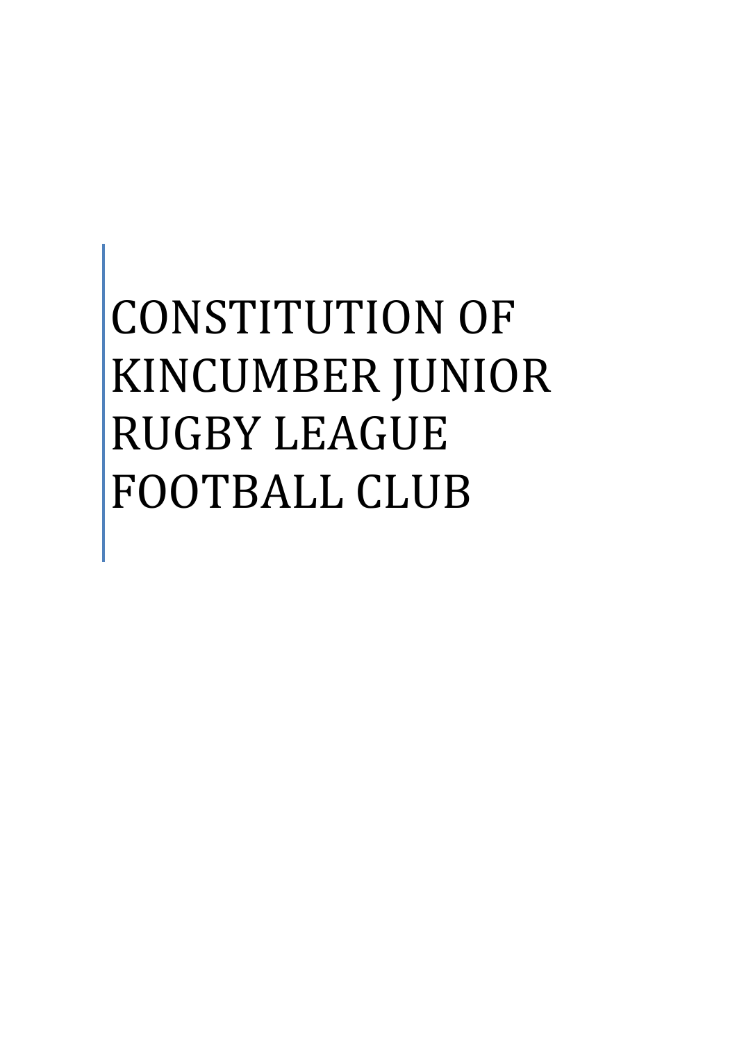# CONSTITUTION OF KINCUMBER JUNIOR RUGBY LEAGUE FOOTBALL CLUB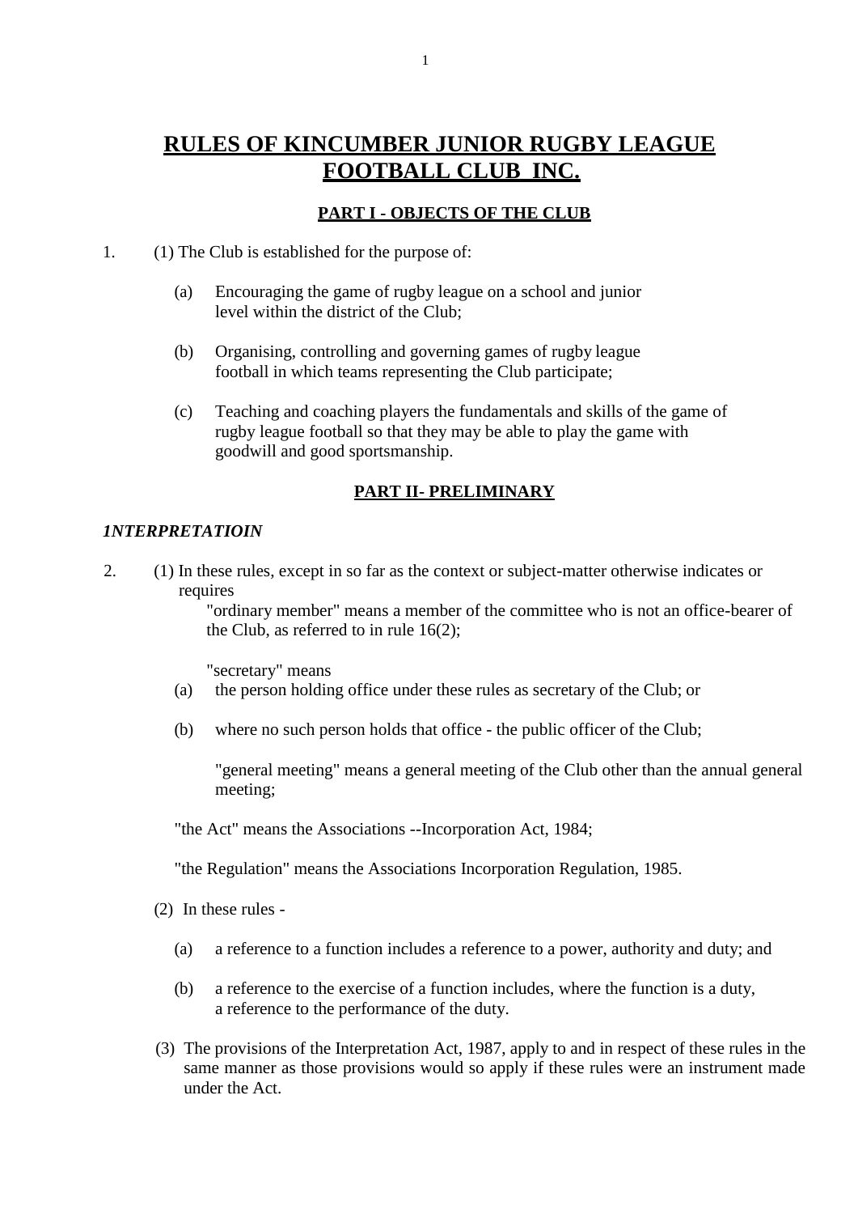# RULES OF KINCUMBER JUNIOR RUGBY LEAGUE FOOTBALL CLUB INC.

## PART I - OBJECTS OF THE CLUB

1. (1) The Club is established for the purpose of:

   (a) Encouraging the game of rugby league on a school and junior level within the district of the Club;

   (b) Organising, controlling and governing games of rugby league football in which teams representing the Club participate;

   (c) Teaching and coaching players the fundamentals and skills of the game of rugby league football so that they may be able to play the game with goodwill and good sportsmanship.

## PART II- PRELIMINARY

***1NTERPRETATIOIN***

2. (1) In these rules, except in so far as the context or subject-matter otherwise indicates or requires

   "ordinary member" means a member of the committee who is not an office-bearer of the Club, as referred to in rule 16(2);

   "secretary" means

   (a) the person holding office under these rules as secretary of the Club; or

   (b) where no such person holds that office - the public officer of the Club;

   "general meeting" means a general meeting of the Club other than the annual general meeting;

   "the Act" means the Associations --Incorporation Act, 1984;

   "the Regulation" means the Associations Incorporation Regulation, 1985.

   (2) In these rules -

   (a) a reference to a function includes a reference to a power, authority and duty; and

   (b) a reference to the exercise of a function includes, where the function is a duty, a reference to the performance of the duty.

   (3) The provisions of the Interpretation Act, 1987, apply to and in respect of these rules in the same manner as those provisions would so apply if these rules were an instrument made under the Act.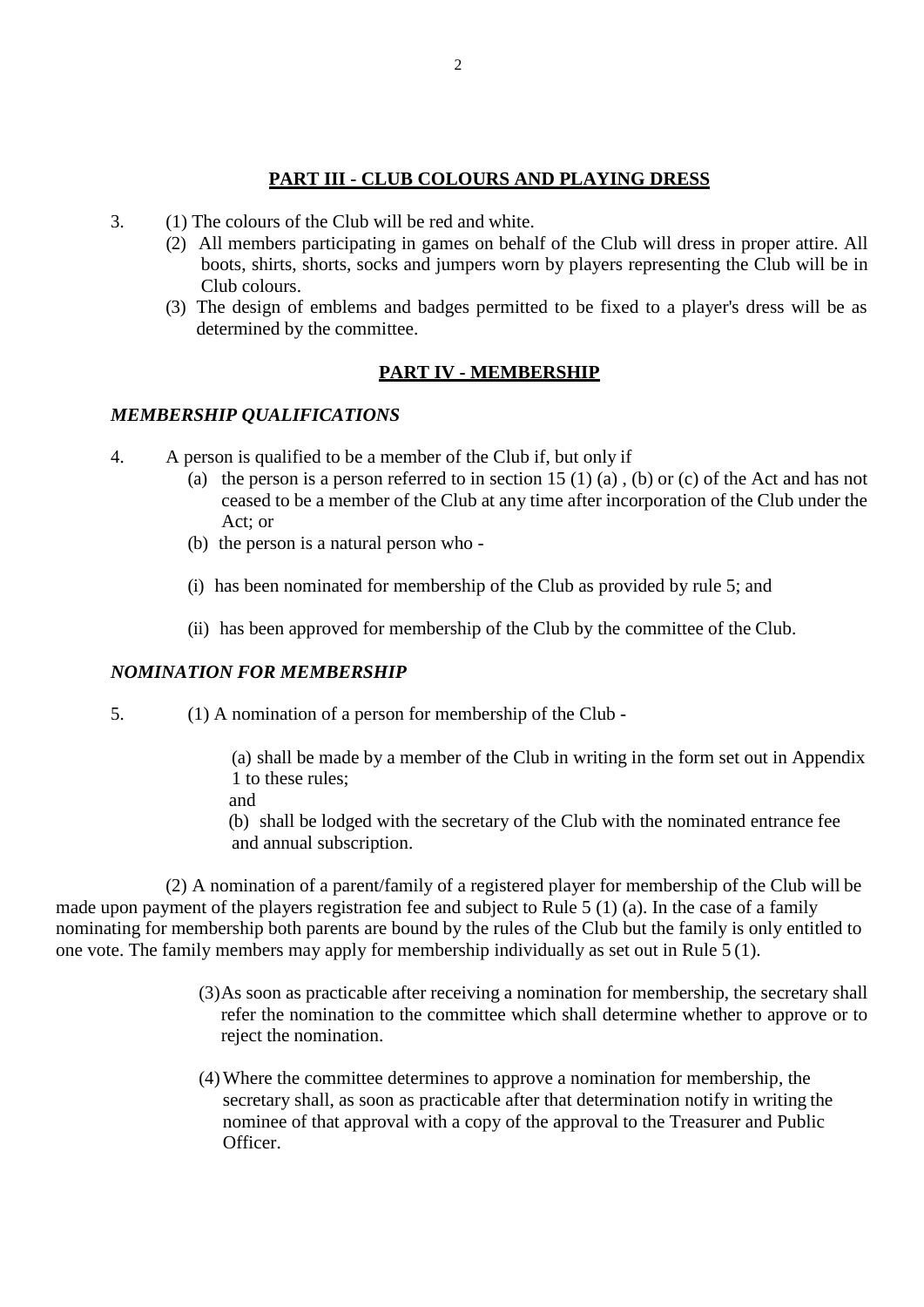## PART III - CLUB COLOURS AND PLAYING DRESS

3. (1) The colours of the Club will be red and white.

   (2) All members participating in games on behalf of the Club will dress in proper attire. All boots, shirts, shorts, socks and jumpers worn by players representing the Club will be in Club colours.

   (3) The design of emblems and badges permitted to be fixed to a player's dress will be as determined by the committee.

## PART IV - MEMBERSHIP

### *MEMBERSHIP QUALIFICATIONS*

4. A person is qualified to be a member of the Club if, but only if

   (a) the person is a person referred to in section 15 (1) (a) , (b) or (c) of the Act and has not ceased to be a member of the Club at any time after incorporation of the Club under the Act; or

   (b) the person is a natural person who -

   (i) has been nominated for membership of the Club as provided by rule 5; and

   (ii) has been approved for membership of the Club by the committee of the Club.

### *NOMINATION FOR MEMBERSHIP*

5. (1) A nomination of a person for membership of the Club -

   (a) shall be made by a member of the Club in writing in the form set out in Appendix 1 to these rules;

   and

   (b) shall be lodged with the secretary of the Club with the nominated entrance fee and annual subscription.

(2) A nomination of a parent/family of a registered player for membership of the Club will be made upon payment of the players registration fee and subject to Rule 5 (1) (a). In the case of a family nominating for membership both parents are bound by the rules of the Club but the family is only entitled to one vote. The family members may apply for membership individually as set out in Rule 5 (1).

   (3) As soon as practicable after receiving a nomination for membership, the secretary shall refer the nomination to the committee which shall determine whether to approve or to reject the nomination.

   (4) Where the committee determines to approve a nomination for membership, the secretary shall, as soon as practicable after that determination notify in writing the nominee of that approval with a copy of the approval to the Treasurer and Public Officer.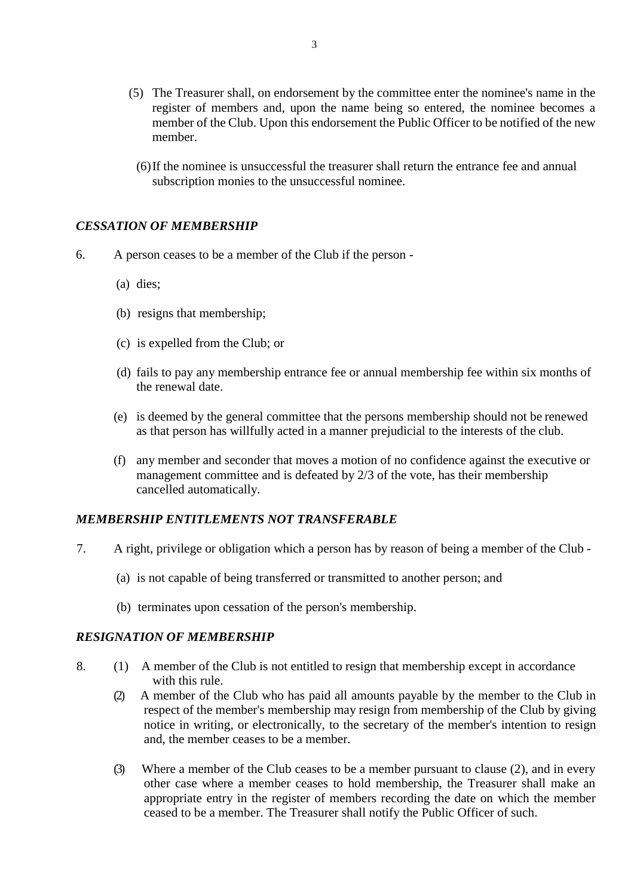(5) The Treasurer shall, on endorsement by the committee enter the nominee's name in the register of members and, upon the name being so entered, the nominee becomes a member of the Club. Upon this endorsement the Public Officer to be notified of the new member.

(6) If the nominee is unsuccessful the treasurer shall return the entrance fee and annual subscription monies to the unsuccessful nominee.

### *CESSATION OF MEMBERSHIP*

6. A person ceases to be a member of the Club if the person -

(a) dies;

(b) resigns that membership;

(c) is expelled from the Club; or

(d) fails to pay any membership entrance fee or annual membership fee within six months of the renewal date.

(e) is deemed by the general committee that the persons membership should not be renewed as that person has willfully acted in a manner prejudicial to the interests of the club.

(f) any member and seconder that moves a motion of no confidence against the executive or management committee and is defeated by 2/3 of the vote, has their membership cancelled automatically.

### *MEMBERSHIP ENTITLEMENTS NOT TRANSFERABLE*

7. A right, privilege or obligation which a person has by reason of being a member of the Club -

(a) is not capable of being transferred or transmitted to another person; and

(b) terminates upon cessation of the person's membership.

### *RESIGNATION OF MEMBERSHIP*

8. (1) A member of the Club is not entitled to resign that membership except in accordance with this rule.

(2) A member of the Club who has paid all amounts payable by the member to the Club in respect of the member's membership may resign from membership of the Club by giving notice in writing, or electronically, to the secretary of the member's intention to resign and, the member ceases to be a member.

(3) Where a member of the Club ceases to be a member pursuant to clause (2), and in every other case where a member ceases to hold membership, the Treasurer shall make an appropriate entry in the register of members recording the date on which the member ceased to be a member. The Treasurer shall notify the Public Officer of such.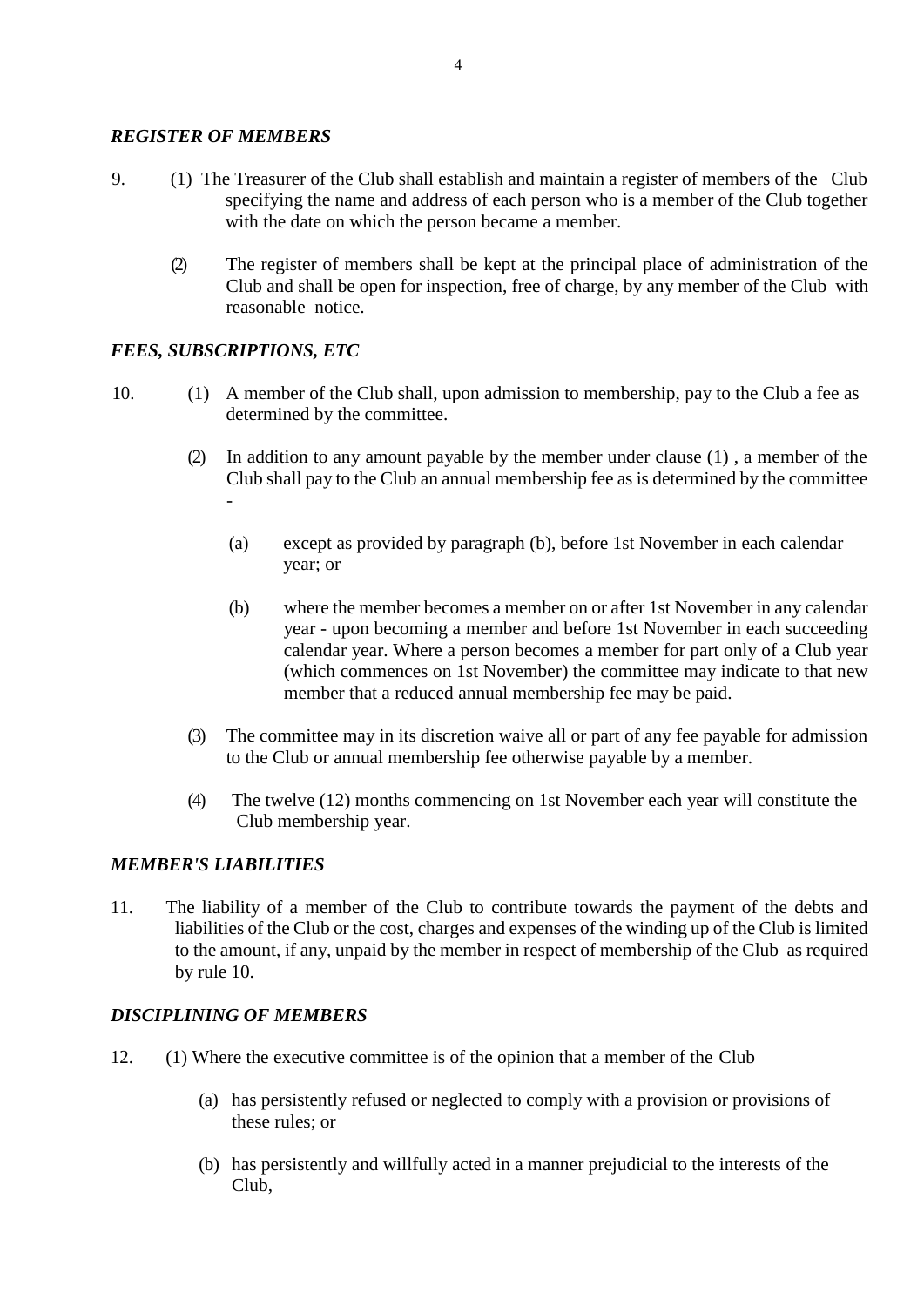### *REGISTER OF MEMBERS*

9. (1) The Treasurer of the Club shall establish and maintain a register of members of the Club specifying the name and address of each person who is a member of the Club together with the date on which the person became a member.

   (2) The register of members shall be kept at the principal place of administration of the Club and shall be open for inspection, free of charge, by any member of the Club with reasonable notice.

### *FEES, SUBSCRIPTIONS, ETC*

10. (1) A member of the Club shall, upon admission to membership, pay to the Club a fee as determined by the committee.

    (2) In addition to any amount payable by the member under clause (1) , a member of the Club shall pay to the Club an annual membership fee as is determined by the committee -

    (a) except as provided by paragraph (b), before 1st November in each calendar year; or

    (b) where the member becomes a member on or after 1st November in any calendar year - upon becoming a member and before 1st November in each succeeding calendar year. Where a person becomes a member for part only of a Club year (which commences on 1st November) the committee may indicate to that new member that a reduced annual membership fee may be paid.

    (3) The committee may in its discretion waive all or part of any fee payable for admission to the Club or annual membership fee otherwise payable by a member.

    (4) The twelve (12) months commencing on 1st November each year will constitute the Club membership year.

### *MEMBER'S LIABILITIES*

11. The liability of a member of the Club to contribute towards the payment of the debts and liabilities of the Club or the cost, charges and expenses of the winding up of the Club is limited to the amount, if any, unpaid by the member in respect of membership of the Club as required by rule 10.

### *DISCIPLINING OF MEMBERS*

12. (1) Where the executive committee is of the opinion that a member of the Club

    (a) has persistently refused or neglected to comply with a provision or provisions of these rules; or

    (b) has persistently and willfully acted in a manner prejudicial to the interests of the Club,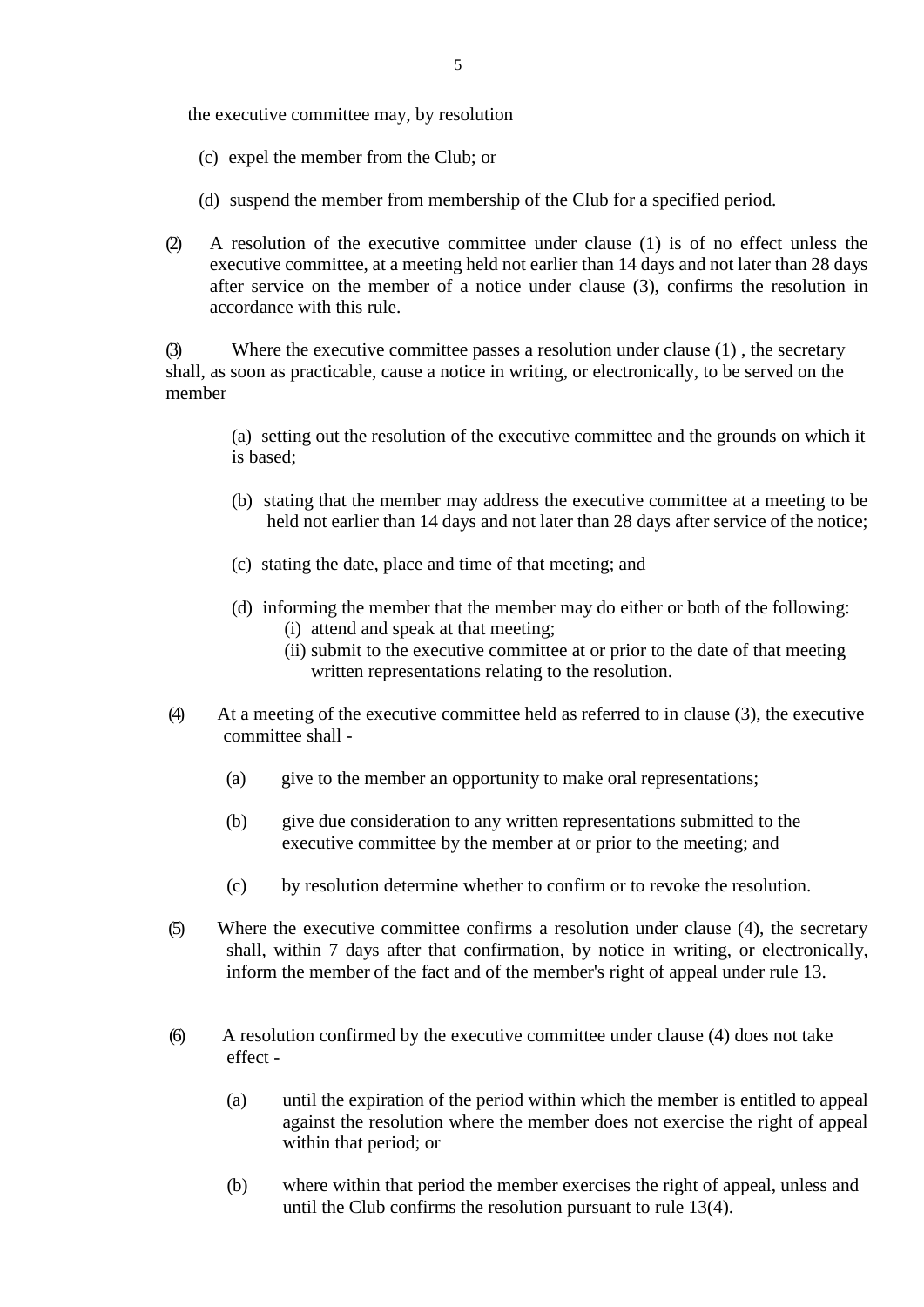the executive committee may, by resolution

(c) expel the member from the Club; or

(d) suspend the member from membership of the Club for a specified period.

(2) A resolution of the executive committee under clause (1) is of no effect unless the executive committee, at a meeting held not earlier than 14 days and not later than 28 days after service on the member of a notice under clause (3), confirms the resolution in accordance with this rule.

(3) Where the executive committee passes a resolution under clause (1) , the secretary shall, as soon as practicable, cause a notice in writing, or electronically, to be served on the member

(a) setting out the resolution of the executive committee and the grounds on which it is based;

(b) stating that the member may address the executive committee at a meeting to be held not earlier than 14 days and not later than 28 days after service of the notice;

(c) stating the date, place and time of that meeting; and

(d) informing the member that the member may do either or both of the following:
   (i) attend and speak at that meeting;
   (ii) submit to the executive committee at or prior to the date of that meeting written representations relating to the resolution.

(4) At a meeting of the executive committee held as referred to in clause (3), the executive committee shall -

(a) give to the member an opportunity to make oral representations;

(b) give due consideration to any written representations submitted to the executive committee by the member at or prior to the meeting; and

(c) by resolution determine whether to confirm or to revoke the resolution.

(5) Where the executive committee confirms a resolution under clause (4), the secretary shall, within 7 days after that confirmation, by notice in writing, or electronically, inform the member of the fact and of the member's right of appeal under rule 13.

(6) A resolution confirmed by the executive committee under clause (4) does not take effect -

(a) until the expiration of the period within which the member is entitled to appeal against the resolution where the member does not exercise the right of appeal within that period; or

(b) where within that period the member exercises the right of appeal, unless and until the Club confirms the resolution pursuant to rule 13(4).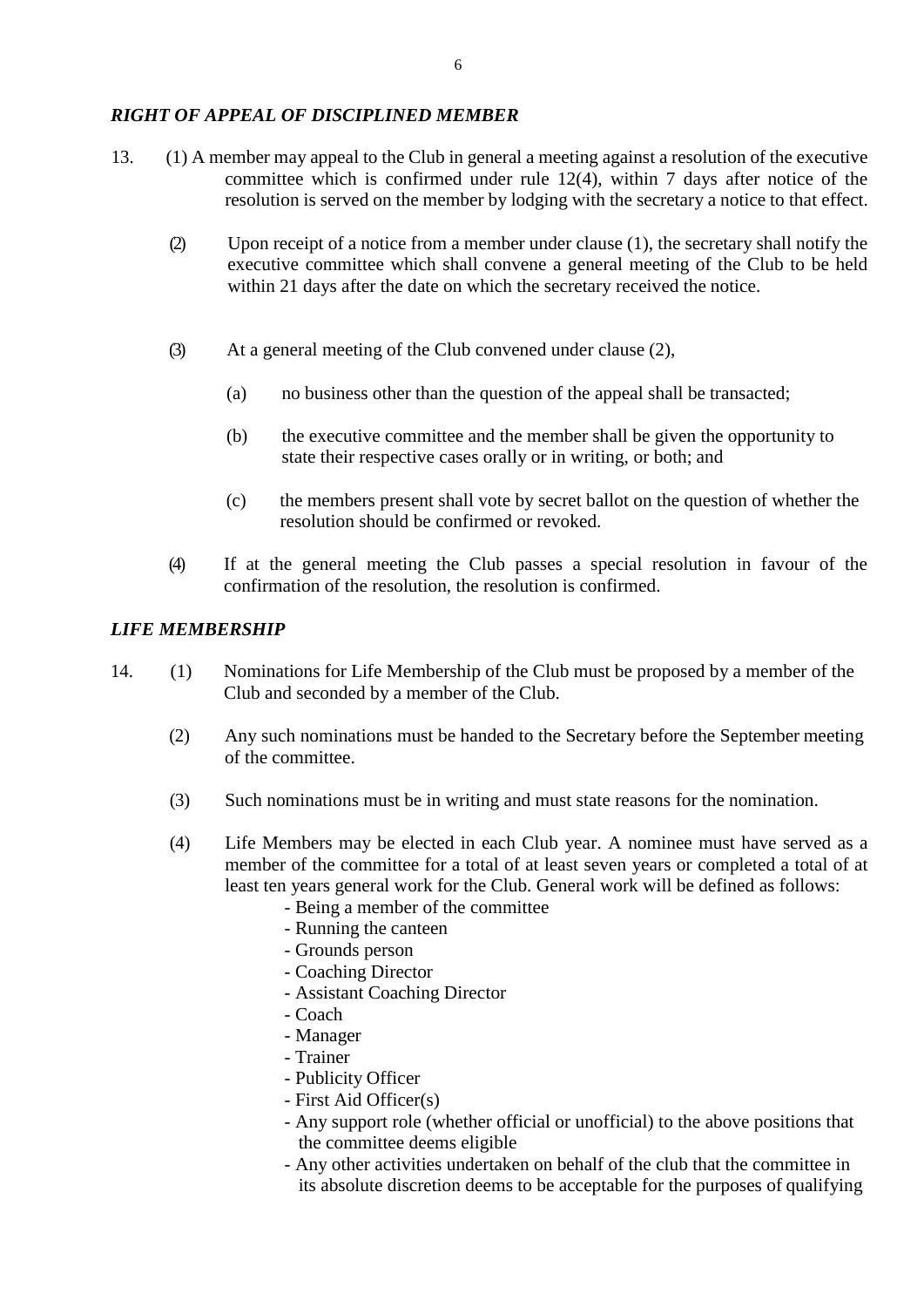***RIGHT OF APPEAL OF DISCIPLINED MEMBER***

13. (1) A member may appeal to the Club in general a meeting against a resolution of the executive committee which is confirmed under rule 12(4), within 7 days after notice of the resolution is served on the member by lodging with the secretary a notice to that effect.

(2) Upon receipt of a notice from a member under clause (1), the secretary shall notify the executive committee which shall convene a general meeting of the Club to be held within 21 days after the date on which the secretary received the notice.

(3) At a general meeting of the Club convened under clause (2),

(a) no business other than the question of the appeal shall be transacted;

(b) the executive committee and the member shall be given the opportunity to state their respective cases orally or in writing, or both; and

(c) the members present shall vote by secret ballot on the question of whether the resolution should be confirmed or revoked.

(4) If at the general meeting the Club passes a special resolution in favour of the confirmation of the resolution, the resolution is confirmed.

***LIFE MEMBERSHIP***

14. (1) Nominations for Life Membership of the Club must be proposed by a member of the Club and seconded by a member of the Club.

(2) Any such nominations must be handed to the Secretary before the September meeting of the committee.

(3) Such nominations must be in writing and must state reasons for the nomination.

(4) Life Members may be elected in each Club year. A nominee must have served as a member of the committee for a total of at least seven years or completed a total of at least ten years general work for the Club. General work will be defined as follows:

- Being a member of the committee
- Running the canteen
- Grounds person
- Coaching Director
- Assistant Coaching Director
- Coach
- Manager
- Trainer
- Publicity Officer
- First Aid Officer(s)
- Any support role (whether official or unofficial) to the above positions that the committee deems eligible
- Any other activities undertaken on behalf of the club that the committee in its absolute discretion deems to be acceptable for the purposes of qualifying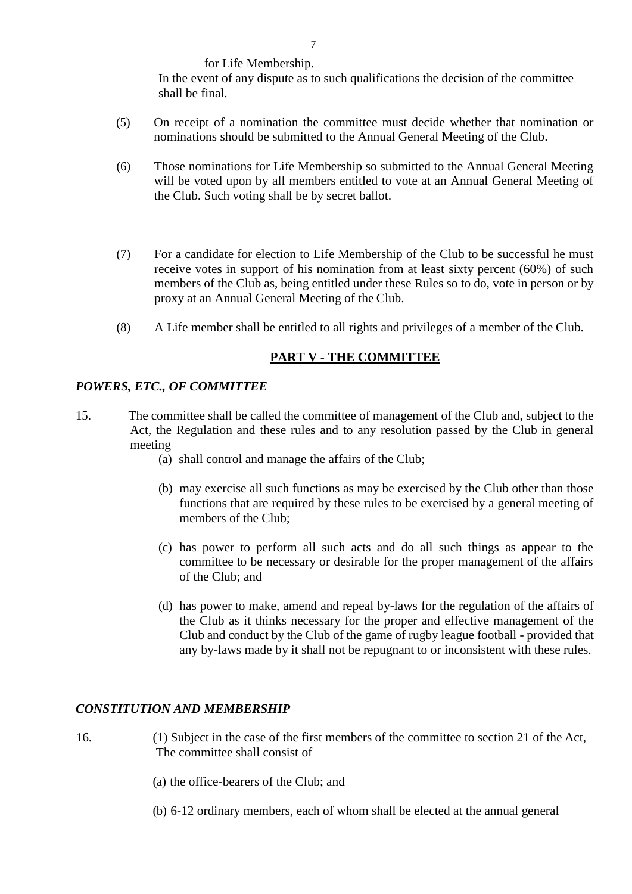for Life Membership.

In the event of any dispute as to such qualifications the decision of the committee shall be final.

(5) On receipt of a nomination the committee must decide whether that nomination or nominations should be submitted to the Annual General Meeting of the Club.

(6) Those nominations for Life Membership so submitted to the Annual General Meeting will be voted upon by all members entitled to vote at an Annual General Meeting of the Club. Such voting shall be by secret ballot.

(7) For a candidate for election to Life Membership of the Club to be successful he must receive votes in support of his nomination from at least sixty percent (60%) of such members of the Club as, being entitled under these Rules so to do, vote in person or by proxy at an Annual General Meeting of the Club.

(8) A Life member shall be entitled to all rights and privileges of a member of the Club.

## PART V - THE COMMITTEE

### *POWERS, ETC., OF COMMITTEE*

15. The committee shall be called the committee of management of the Club and, subject to the Act, the Regulation and these rules and to any resolution passed by the Club in general meeting

(a) shall control and manage the affairs of the Club;

(b) may exercise all such functions as may be exercised by the Club other than those functions that are required by these rules to be exercised by a general meeting of members of the Club;

(c) has power to perform all such acts and do all such things as appear to the committee to be necessary or desirable for the proper management of the affairs of the Club; and

(d) has power to make, amend and repeal by-laws for the regulation of the affairs of the Club as it thinks necessary for the proper and effective management of the Club and conduct by the Club of the game of rugby league football - provided that any by-laws made by it shall not be repugnant to or inconsistent with these rules.

### *CONSTITUTION AND MEMBERSHIP*

16. (1) Subject in the case of the first members of the committee to section 21 of the Act, The committee shall consist of

(a) the office-bearers of the Club; and

(b) 6-12 ordinary members, each of whom shall be elected at the annual general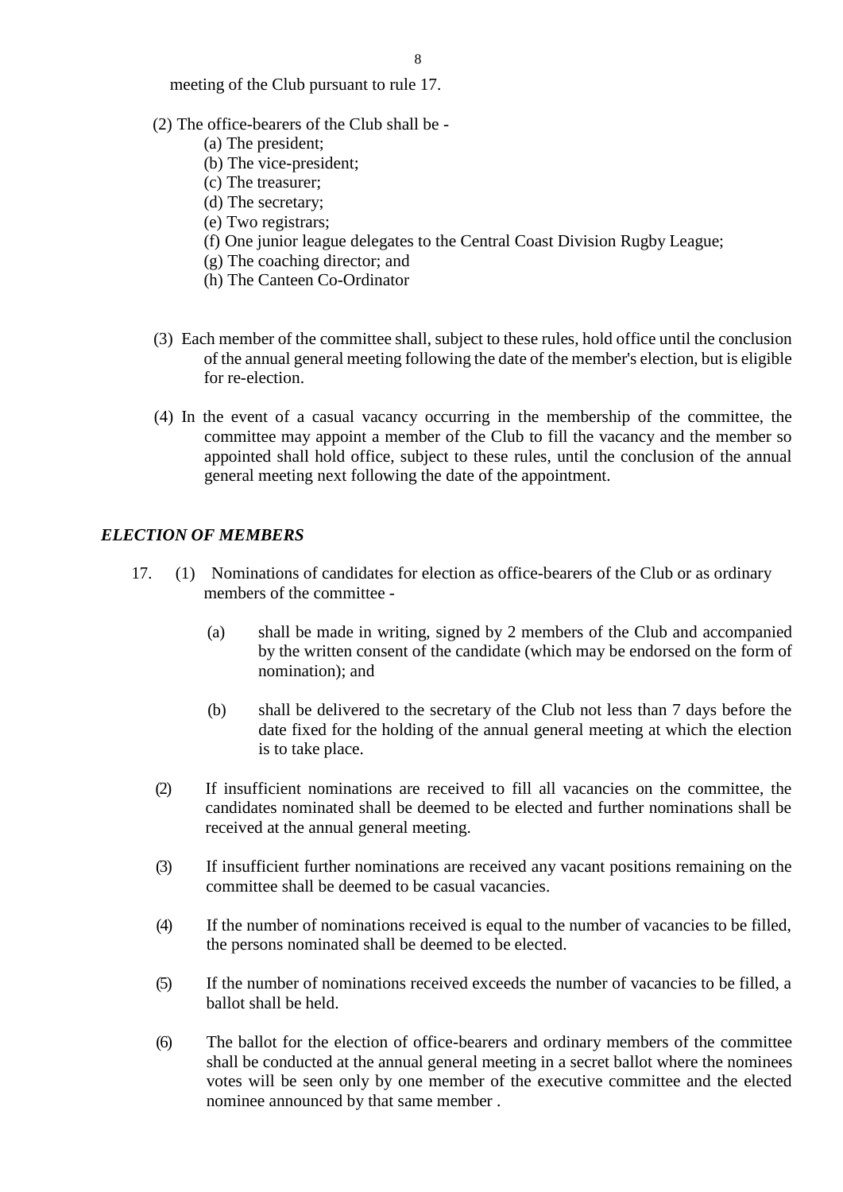meeting of the Club pursuant to rule 17.

(2) The office-bearers of the Club shall be -

(a) The president;
(b) The vice-president;
(c) The treasurer;
(d) The secretary;
(e) Two registrars;
(f) One junior league delegates to the Central Coast Division Rugby League;
(g) The coaching director; and
(h) The Canteen Co-Ordinator

(3) Each member of the committee shall, subject to these rules, hold office until the conclusion of the annual general meeting following the date of the member's election, but is eligible for re-election.

(4) In the event of a casual vacancy occurring in the membership of the committee, the committee may appoint a member of the Club to fill the vacancy and the member so appointed shall hold office, subject to these rules, until the conclusion of the annual general meeting next following the date of the appointment.

### *ELECTION OF MEMBERS*

17. (1) Nominations of candidates for election as office-bearers of the Club or as ordinary members of the committee -

(a) shall be made in writing, signed by 2 members of the Club and accompanied by the written consent of the candidate (which may be endorsed on the form of nomination); and

(b) shall be delivered to the secretary of the Club not less than 7 days before the date fixed for the holding of the annual general meeting at which the election is to take place.

(2) If insufficient nominations are received to fill all vacancies on the committee, the candidates nominated shall be deemed to be elected and further nominations shall be received at the annual general meeting.

(3) If insufficient further nominations are received any vacant positions remaining on the committee shall be deemed to be casual vacancies.

(4) If the number of nominations received is equal to the number of vacancies to be filled, the persons nominated shall be deemed to be elected.

(5) If the number of nominations received exceeds the number of vacancies to be filled, a ballot shall be held.

(6) The ballot for the election of office-bearers and ordinary members of the committee shall be conducted at the annual general meeting in a secret ballot where the nominees votes will be seen only by one member of the executive committee and the elected nominee announced by that same member .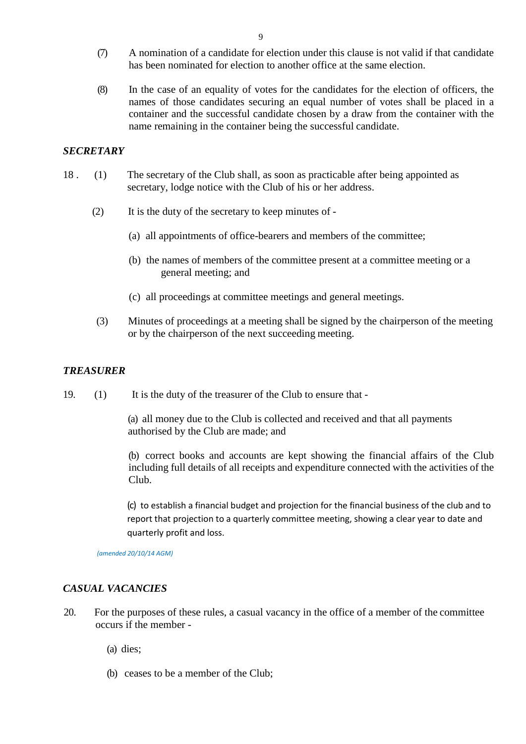(7) A nomination of a candidate for election under this clause is not valid if that candidate has been nominated for election to another office at the same election.

(8) In the case of an equality of votes for the candidates for the election of officers, the names of those candidates securing an equal number of votes shall be placed in a container and the successful candidate chosen by a draw from the container with the name remaining in the container being the successful candidate.

## *SECRETARY*

18 . (1) The secretary of the Club shall, as soon as practicable after being appointed as secretary, lodge notice with the Club of his or her address.

(2) It is the duty of the secretary to keep minutes of -

(a) all appointments of office-bearers and members of the committee;

(b) the names of members of the committee present at a committee meeting or a general meeting; and

(c) all proceedings at committee meetings and general meetings.

(3) Minutes of proceedings at a meeting shall be signed by the chairperson of the meeting or by the chairperson of the next succeeding meeting.

## *TREASURER*

19. (1) It is the duty of the treasurer of the Club to ensure that -

(a) all money due to the Club is collected and received and that all payments authorised by the Club are made; and

(b) correct books and accounts are kept showing the financial affairs of the Club including full details of all receipts and expenditure connected with the activities of the Club.

(c) to establish a financial budget and projection for the financial business of the club and to report that projection to a quarterly committee meeting, showing a clear year to date and quarterly profit and loss.

*(amended 20/10/14 AGM)*

## *CASUAL VACANCIES*

20. For the purposes of these rules, a casual vacancy in the office of a member of the committee occurs if the member -

(a) dies;

(b) ceases to be a member of the Club;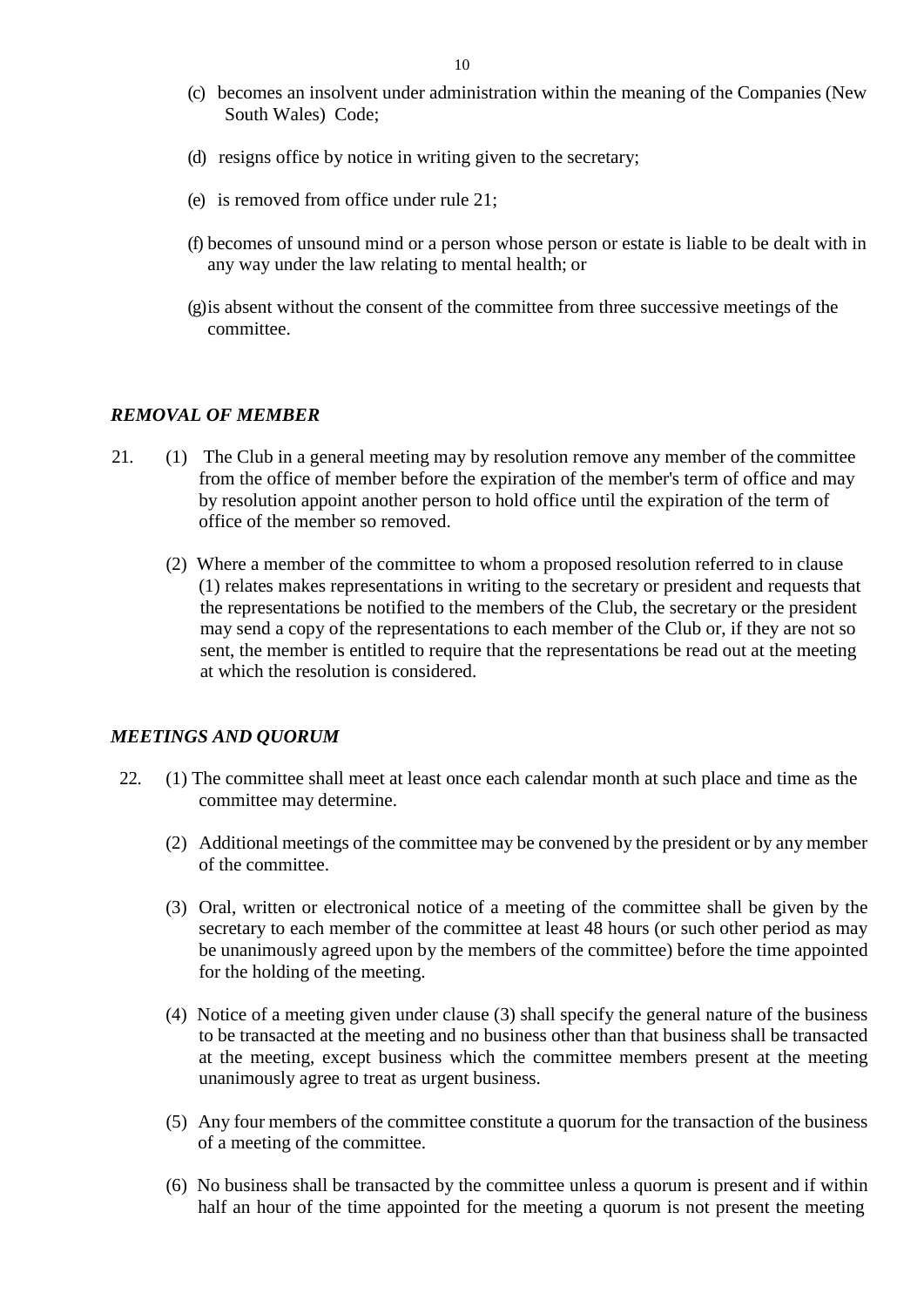(c) becomes an insolvent under administration within the meaning of the Companies (New South Wales) Code;

(d) resigns office by notice in writing given to the secretary;

(e) is removed from office under rule 21;

(f) becomes of unsound mind or a person whose person or estate is liable to be dealt with in any way under the law relating to mental health; or

(g) is absent without the consent of the committee from three successive meetings of the committee.

### *REMOVAL OF MEMBER*

21. (1) The Club in a general meeting may by resolution remove any member of the committee from the office of member before the expiration of the member's term of office and may by resolution appoint another person to hold office until the expiration of the term of office of the member so removed.

(2) Where a member of the committee to whom a proposed resolution referred to in clause (1) relates makes representations in writing to the secretary or president and requests that the representations be notified to the members of the Club, the secretary or the president may send a copy of the representations to each member of the Club or, if they are not so sent, the member is entitled to require that the representations be read out at the meeting at which the resolution is considered.

### *MEETINGS AND QUORUM*

22. (1) The committee shall meet at least once each calendar month at such place and time as the committee may determine.

(2) Additional meetings of the committee may be convened by the president or by any member of the committee.

(3) Oral, written or electronical notice of a meeting of the committee shall be given by the secretary to each member of the committee at least 48 hours (or such other period as may be unanimously agreed upon by the members of the committee) before the time appointed for the holding of the meeting.

(4) Notice of a meeting given under clause (3) shall specify the general nature of the business to be transacted at the meeting and no business other than that business shall be transacted at the meeting, except business which the committee members present at the meeting unanimously agree to treat as urgent business.

(5) Any four members of the committee constitute a quorum for the transaction of the business of a meeting of the committee.

(6) No business shall be transacted by the committee unless a quorum is present and if within half an hour of the time appointed for the meeting a quorum is not present the meeting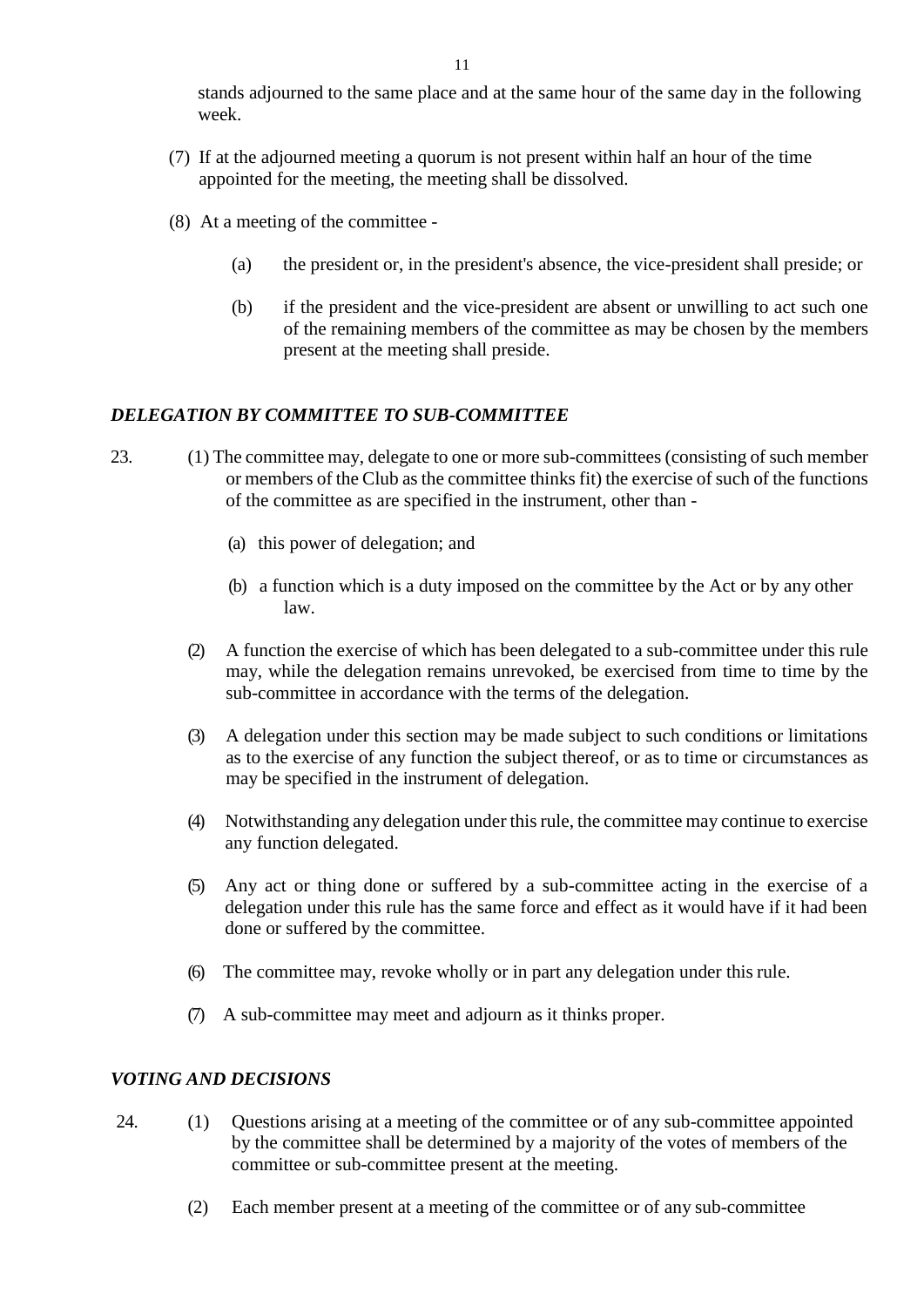stands adjourned to the same place and at the same hour of the same day in the following week.

(7) If at the adjourned meeting a quorum is not present within half an hour of the time appointed for the meeting, the meeting shall be dissolved.

(8) At a meeting of the committee -

(a) the president or, in the president's absence, the vice-president shall preside; or

(b) if the president and the vice-president are absent or unwilling to act such one of the remaining members of the committee as may be chosen by the members present at the meeting shall preside.

### *DELEGATION BY COMMITTEE TO SUB-COMMITTEE*

23. (1) The committee may, delegate to one or more sub-committees (consisting of such member or members of the Club as the committee thinks fit) the exercise of such of the functions of the committee as are specified in the instrument, other than -

(a) this power of delegation; and

(b) a function which is a duty imposed on the committee by the Act or by any other law.

(2) A function the exercise of which has been delegated to a sub-committee under this rule may, while the delegation remains unrevoked, be exercised from time to time by the sub-committee in accordance with the terms of the delegation.

(3) A delegation under this section may be made subject to such conditions or limitations as to the exercise of any function the subject thereof, or as to time or circumstances as may be specified in the instrument of delegation.

(4) Notwithstanding any delegation under this rule, the committee may continue to exercise any function delegated.

(5) Any act or thing done or suffered by a sub-committee acting in the exercise of a delegation under this rule has the same force and effect as it would have if it had been done or suffered by the committee.

(6) The committee may, revoke wholly or in part any delegation under this rule.

(7) A sub-committee may meet and adjourn as it thinks proper.

### *VOTING AND DECISIONS*

24. (1) Questions arising at a meeting of the committee or of any sub-committee appointed by the committee shall be determined by a majority of the votes of members of the committee or sub-committee present at the meeting.

(2) Each member present at a meeting of the committee or of any sub-committee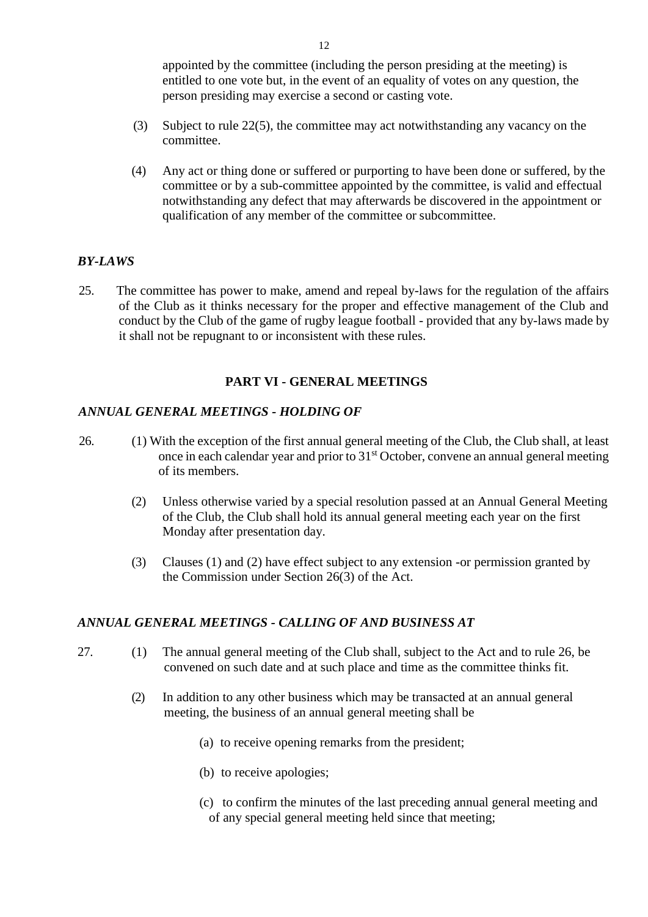appointed by the committee (including the person presiding at the meeting) is entitled to one vote but, in the event of an equality of votes on any question, the person presiding may exercise a second or casting vote.

(3) Subject to rule 22(5), the committee may act notwithstanding any vacancy on the committee.

(4) Any act or thing done or suffered or purporting to have been done or suffered, by the committee or by a sub-committee appointed by the committee, is valid and effectual notwithstanding any defect that may afterwards be discovered in the appointment or qualification of any member of the committee or subcommittee.

### *BY-LAWS*

25. The committee has power to make, amend and repeal by-laws for the regulation of the affairs of the Club as it thinks necessary for the proper and effective management of the Club and conduct by the Club of the game of rugby league football - provided that any by-laws made by it shall not be repugnant to or inconsistent with these rules.

## PART VI - GENERAL MEETINGS

### *ANNUAL GENERAL MEETINGS - HOLDING OF*

26. (1) With the exception of the first annual general meeting of the Club, the Club shall, at least once in each calendar year and prior to 31st October, convene an annual general meeting of its members.

(2) Unless otherwise varied by a special resolution passed at an Annual General Meeting of the Club, the Club shall hold its annual general meeting each year on the first Monday after presentation day.

(3) Clauses (1) and (2) have effect subject to any extension -or permission granted by the Commission under Section 26(3) of the Act.

### *ANNUAL GENERAL MEETINGS - CALLING OF AND BUSINESS AT*

27. (1) The annual general meeting of the Club shall, subject to the Act and to rule 26, be convened on such date and at such place and time as the committee thinks fit.

(2) In addition to any other business which may be transacted at an annual general meeting, the business of an annual general meeting shall be

(a) to receive opening remarks from the president;

(b) to receive apologies;

(c) to confirm the minutes of the last preceding annual general meeting and of any special general meeting held since that meeting;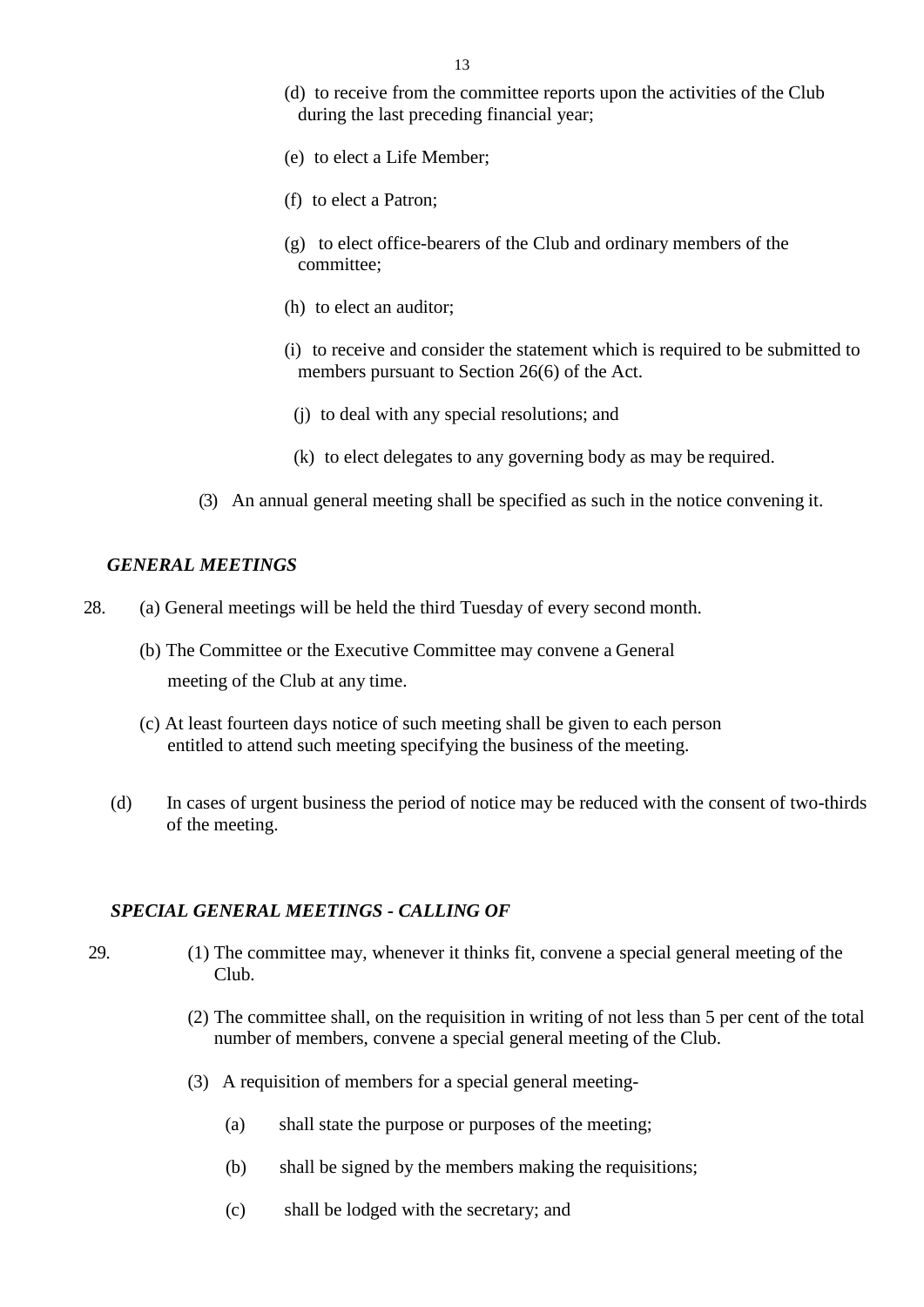(d) to receive from the committee reports upon the activities of the Club during the last preceding financial year;

(e) to elect a Life Member;

(f) to elect a Patron;

(g) to elect office-bearers of the Club and ordinary members of the committee;

(h) to elect an auditor;

(i) to receive and consider the statement which is required to be submitted to members pursuant to Section 26(6) of the Act.

(j) to deal with any special resolutions; and

(k) to elect delegates to any governing body as may be required.

(3) An annual general meeting shall be specified as such in the notice convening it.

### *GENERAL MEETINGS*

28. (a) General meetings will be held the third Tuesday of every second month.

(b) The Committee or the Executive Committee may convene a General meeting of the Club at any time.

(c) At least fourteen days notice of such meeting shall be given to each person entitled to attend such meeting specifying the business of the meeting.

(d) In cases of urgent business the period of notice may be reduced with the consent of two-thirds of the meeting.

### *SPECIAL GENERAL MEETINGS - CALLING OF*

29. (1) The committee may, whenever it thinks fit, convene a special general meeting of the Club.

(2) The committee shall, on the requisition in writing of not less than 5 per cent of the total number of members, convene a special general meeting of the Club.

(3) A requisition of members for a special general meeting-

(a) shall state the purpose or purposes of the meeting;

(b) shall be signed by the members making the requisitions;

(c) shall be lodged with the secretary; and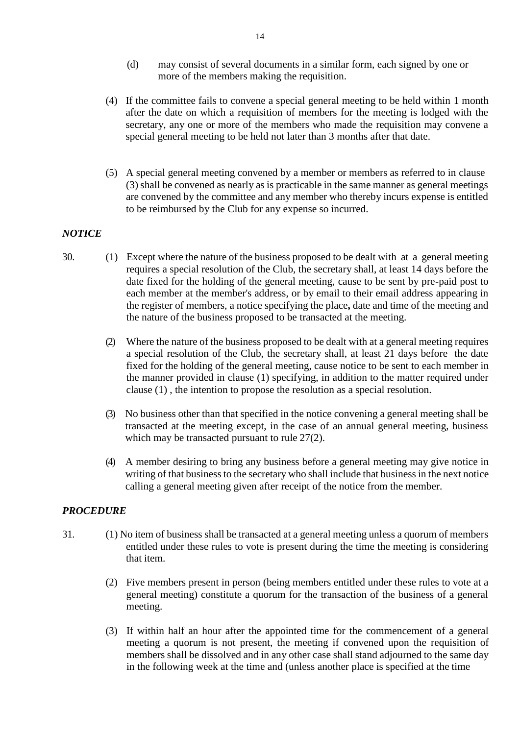(d) may consist of several documents in a similar form, each signed by one or more of the members making the requisition.

(4) If the committee fails to convene a special general meeting to be held within 1 month after the date on which a requisition of members for the meeting is lodged with the secretary, any one or more of the members who made the requisition may convene a special general meeting to be held not later than 3 months after that date.

(5) A special general meeting convened by a member or members as referred to in clause (3) shall be convened as nearly as is practicable in the same manner as general meetings are convened by the committee and any member who thereby incurs expense is entitled to be reimbursed by the Club for any expense so incurred.

***NOTICE***

30. (1) Except where the nature of the business proposed to be dealt with at a general meeting requires a special resolution of the Club, the secretary shall, at least 14 days before the date fixed for the holding of the general meeting, cause to be sent by pre-paid post to each member at the member's address, or by email to their email address appearing in the register of members, a notice specifying the place**,** date and time of the meeting and the nature of the business proposed to be transacted at the meeting.

(2) Where the nature of the business proposed to be dealt with at a general meeting requires a special resolution of the Club, the secretary shall, at least 21 days before the date fixed for the holding of the general meeting, cause notice to be sent to each member in the manner provided in clause (1) specifying, in addition to the matter required under clause (1) , the intention to propose the resolution as a special resolution.

(3) No business other than that specified in the notice convening a general meeting shall be transacted at the meeting except, in the case of an annual general meeting, business which may be transacted pursuant to rule 27(2).

(4) A member desiring to bring any business before a general meeting may give notice in writing of that business to the secretary who shall include that business in the next notice calling a general meeting given after receipt of the notice from the member.

***PROCEDURE***

31. (1) No item of business shall be transacted at a general meeting unless a quorum of members entitled under these rules to vote is present during the time the meeting is considering that item.

(2) Five members present in person (being members entitled under these rules to vote at a general meeting) constitute a quorum for the transaction of the business of a general meeting.

(3) If within half an hour after the appointed time for the commencement of a general meeting a quorum is not present, the meeting if convened upon the requisition of members shall be dissolved and in any other case shall stand adjourned to the same day in the following week at the time and (unless another place is specified at the time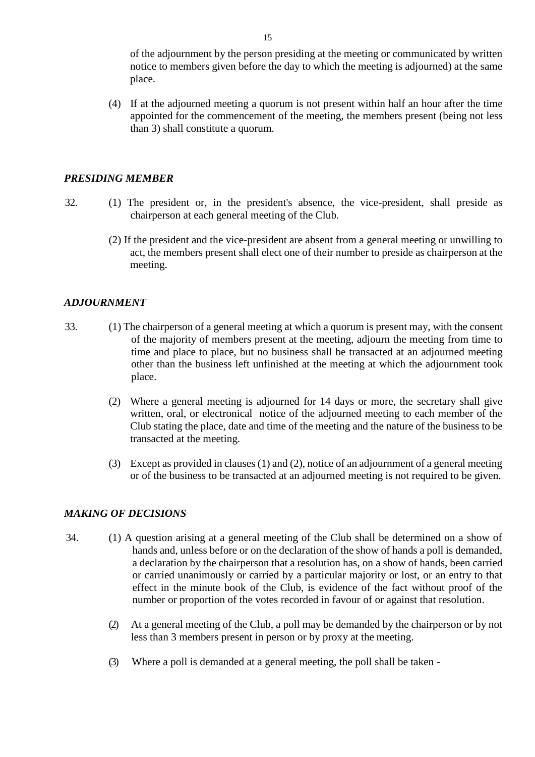of the adjournment by the person presiding at the meeting or communicated by written notice to members given before the day to which the meeting is adjourned) at the same place.

(4) If at the adjourned meeting a quorum is not present within half an hour after the time appointed for the commencement of the meeting, the members present (being not less than 3) shall constitute a quorum.

### *PRESIDING MEMBER*

32. (1) The president or, in the president's absence, the vice-president, shall preside as chairperson at each general meeting of the Club.

(2) If the president and the vice-president are absent from a general meeting or unwilling to act, the members present shall elect one of their number to preside as chairperson at the meeting.

### *ADJOURNMENT*

33. (1) The chairperson of a general meeting at which a quorum is present may, with the consent of the majority of members present at the meeting, adjourn the meeting from time to time and place to place, but no business shall be transacted at an adjourned meeting other than the business left unfinished at the meeting at which the adjournment took place.

(2) Where a general meeting is adjourned for 14 days or more, the secretary shall give written, oral, or electronical notice of the adjourned meeting to each member of the Club stating the place, date and time of the meeting and the nature of the business to be transacted at the meeting.

(3) Except as provided in clauses (1) and (2), notice of an adjournment of a general meeting or of the business to be transacted at an adjourned meeting is not required to be given.

### *MAKING OF DECISIONS*

34. (1) A question arising at a general meeting of the Club shall be determined on a show of hands and, unless before or on the declaration of the show of hands a poll is demanded, a declaration by the chairperson that a resolution has, on a show of hands, been carried or carried unanimously or carried by a particular majority or lost, or an entry to that effect in the minute book of the Club, is evidence of the fact without proof of the number or proportion of the votes recorded in favour of or against that resolution.

(2) At a general meeting of the Club, a poll may be demanded by the chairperson or by not less than 3 members present in person or by proxy at the meeting.

(3) Where a poll is demanded at a general meeting, the poll shall be taken -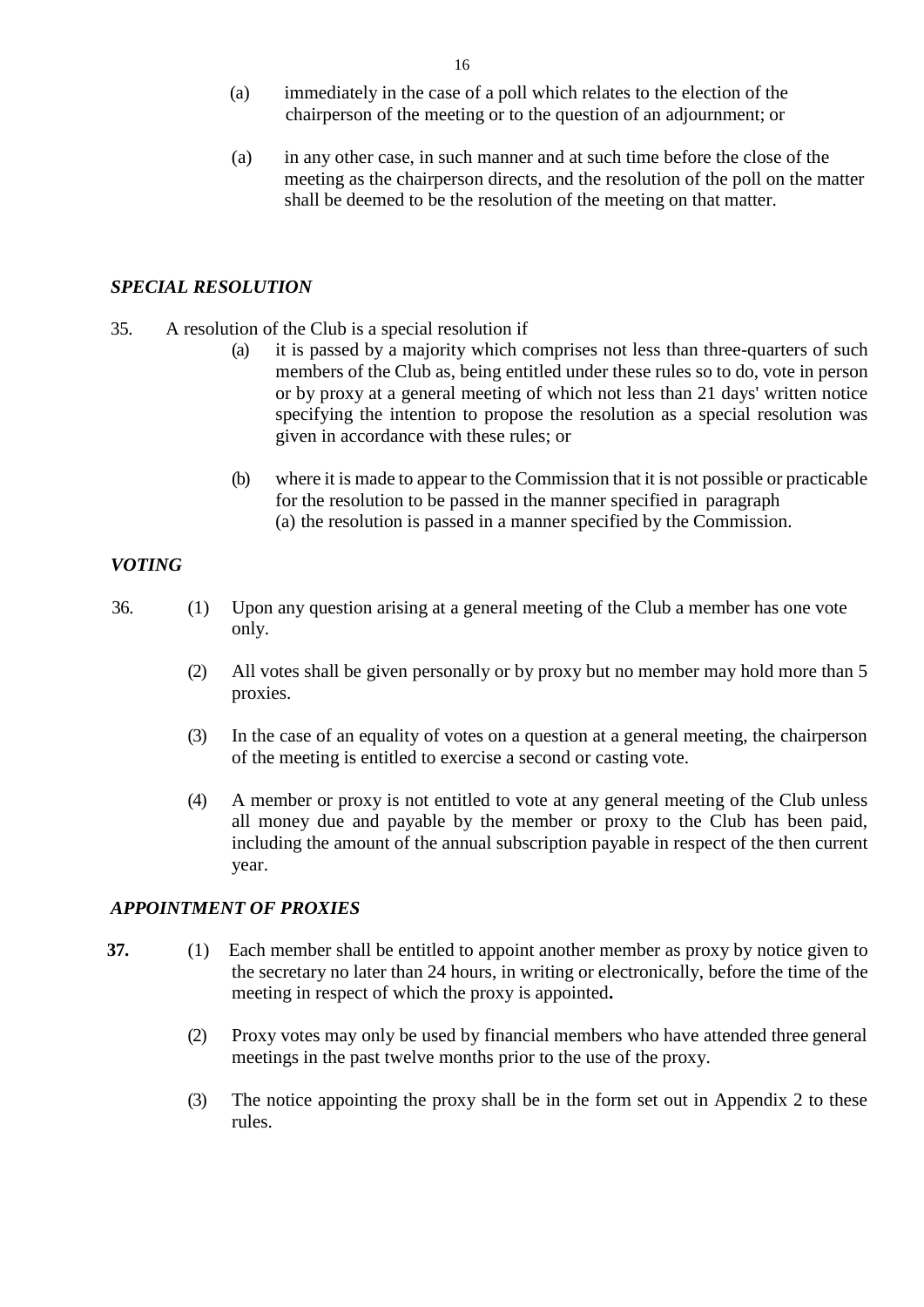(a) immediately in the case of a poll which relates to the election of the chairperson of the meeting or to the question of an adjournment; or

(a) in any other case, in such manner and at such time before the close of the meeting as the chairperson directs, and the resolution of the poll on the matter shall be deemed to be the resolution of the meeting on that matter.

### *SPECIAL RESOLUTION*

35. A resolution of the Club is a special resolution if

(a) it is passed by a majority which comprises not less than three-quarters of such members of the Club as, being entitled under these rules so to do, vote in person or by proxy at a general meeting of which not less than 21 days' written notice specifying the intention to propose the resolution as a special resolution was given in accordance with these rules; or

(b) where it is made to appear to the Commission that it is not possible or practicable for the resolution to be passed in the manner specified in paragraph (a) the resolution is passed in a manner specified by the Commission.

### *VOTING*

36. (1) Upon any question arising at a general meeting of the Club a member has one vote only.

(2) All votes shall be given personally or by proxy but no member may hold more than 5 proxies.

(3) In the case of an equality of votes on a question at a general meeting, the chairperson of the meeting is entitled to exercise a second or casting vote.

(4) A member or proxy is not entitled to vote at any general meeting of the Club unless all money due and payable by the member or proxy to the Club has been paid, including the amount of the annual subscription payable in respect of the then current year.

### *APPOINTMENT OF PROXIES*

**37.** (1) Each member shall be entitled to appoint another member as proxy by notice given to the secretary no later than 24 hours, in writing or electronically, before the time of the meeting in respect of which the proxy is appointed**.**

(2) Proxy votes may only be used by financial members who have attended three general meetings in the past twelve months prior to the use of the proxy.

(3) The notice appointing the proxy shall be in the form set out in Appendix 2 to these rules.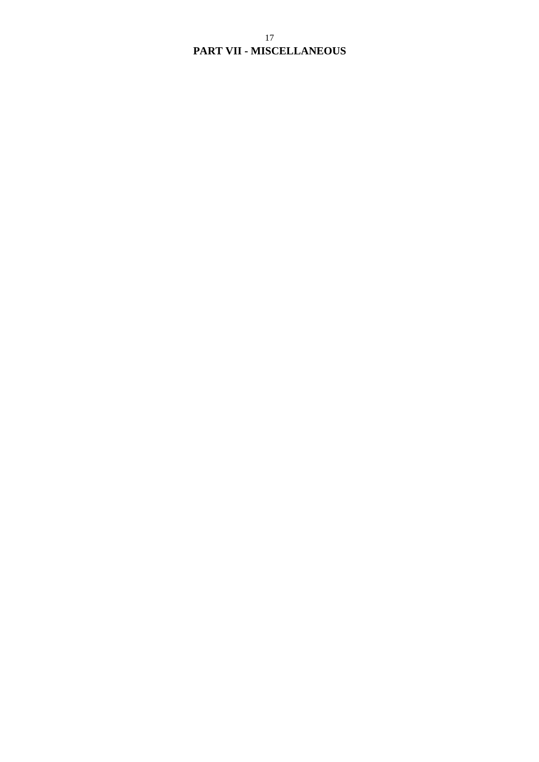# PART VII - MISCELLANEOUS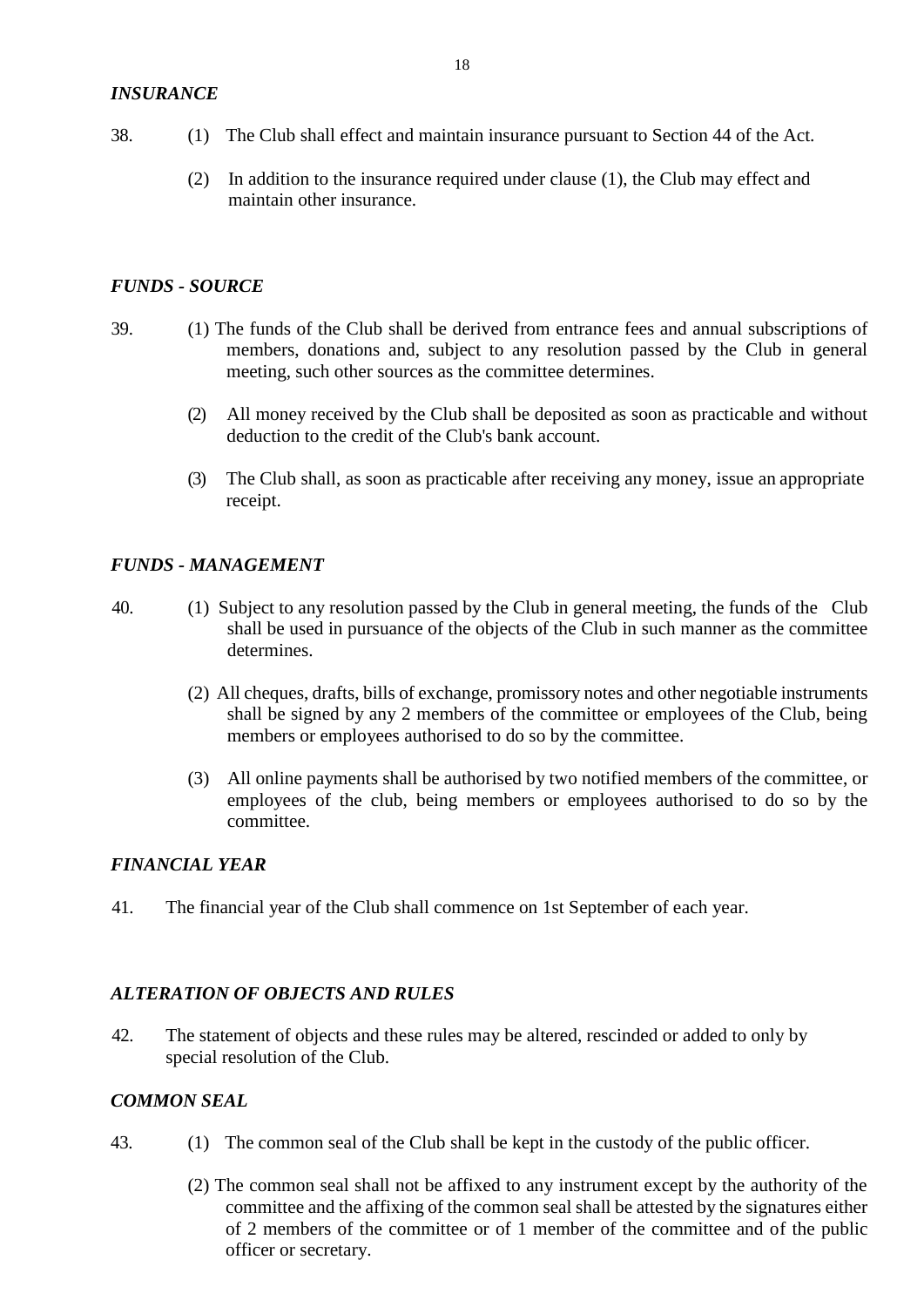### *INSURANCE*

38. (1) The Club shall effect and maintain insurance pursuant to Section 44 of the Act.

(2) In addition to the insurance required under clause (1), the Club may effect and maintain other insurance.

### *FUNDS - SOURCE*

39. (1) The funds of the Club shall be derived from entrance fees and annual subscriptions of members, donations and, subject to any resolution passed by the Club in general meeting, such other sources as the committee determines.

(2) All money received by the Club shall be deposited as soon as practicable and without deduction to the credit of the Club's bank account.

(3) The Club shall, as soon as practicable after receiving any money, issue an appropriate receipt.

### *FUNDS - MANAGEMENT*

40. (1) Subject to any resolution passed by the Club in general meeting, the funds of the Club shall be used in pursuance of the objects of the Club in such manner as the committee determines.

(2) All cheques, drafts, bills of exchange, promissory notes and other negotiable instruments shall be signed by any 2 members of the committee or employees of the Club, being members or employees authorised to do so by the committee.

(3) All online payments shall be authorised by two notified members of the committee, or employees of the club, being members or employees authorised to do so by the committee.

### *FINANCIAL YEAR*

41. The financial year of the Club shall commence on 1st September of each year.

### *ALTERATION OF OBJECTS AND RULES*

42. The statement of objects and these rules may be altered, rescinded or added to only by special resolution of the Club.

### *COMMON SEAL*

43. (1) The common seal of the Club shall be kept in the custody of the public officer.

(2) The common seal shall not be affixed to any instrument except by the authority of the committee and the affixing of the common seal shall be attested by the signatures either of 2 members of the committee or of 1 member of the committee and of the public officer or secretary.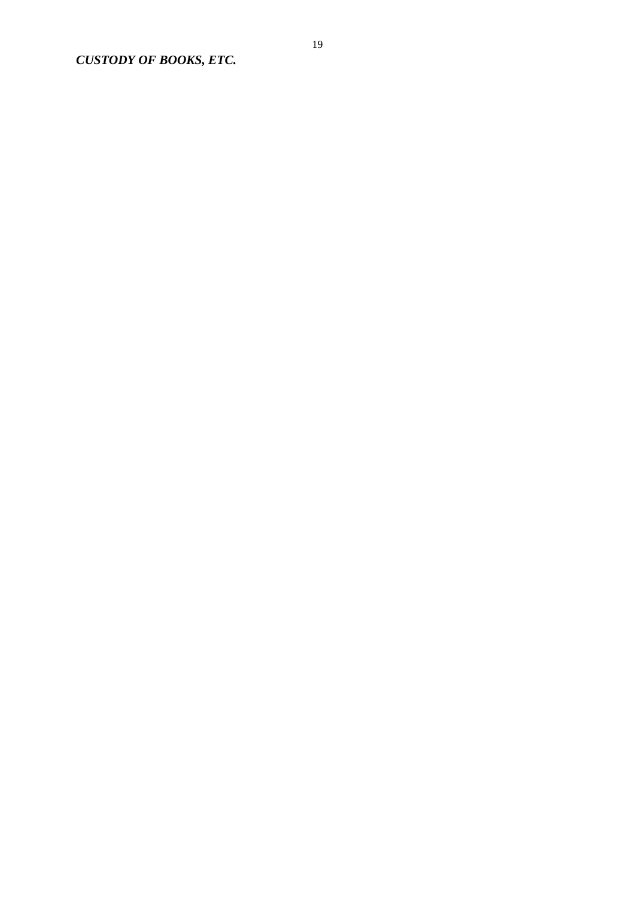***CUSTODY OF BOOKS, ETC.***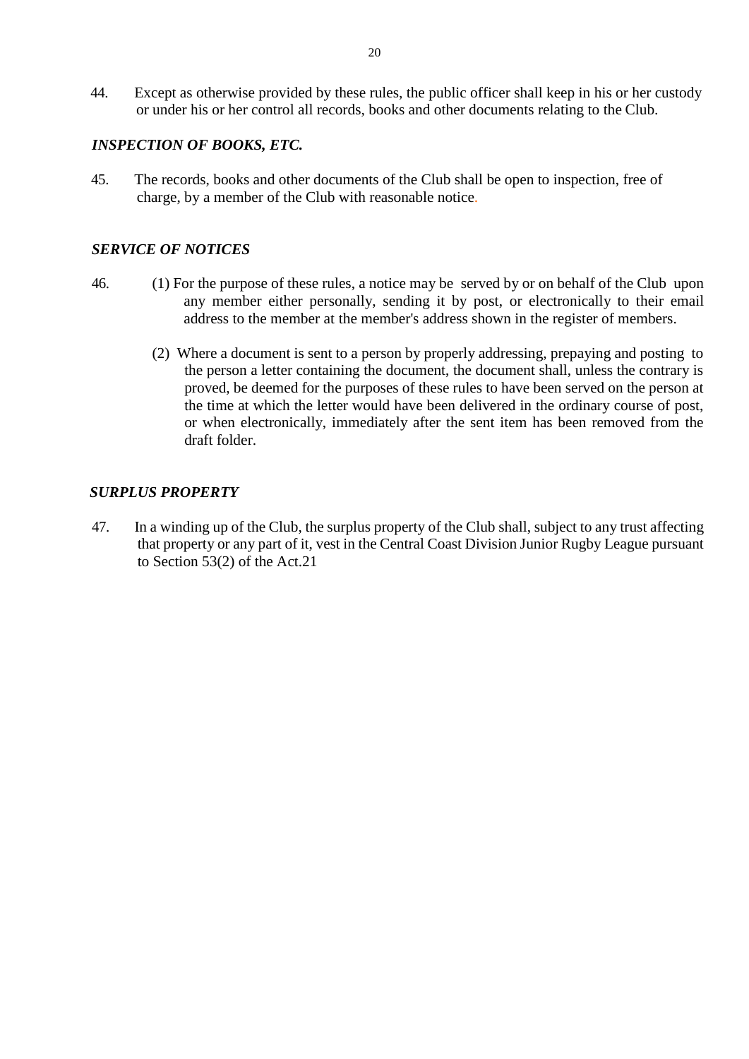44. Except as otherwise provided by these rules, the public officer shall keep in his or her custody or under his or her control all records, books and other documents relating to the Club.

### *INSPECTION OF BOOKS, ETC.*

45. The records, books and other documents of the Club shall be open to inspection, free of charge, by a member of the Club with reasonable notice.

### *SERVICE OF NOTICES*

46. (1) For the purpose of these rules, a notice may be served by or on behalf of the Club upon any member either personally, sending it by post, or electronically to their email address to the member at the member's address shown in the register of members.

(2) Where a document is sent to a person by properly addressing, prepaying and posting to the person a letter containing the document, the document shall, unless the contrary is proved, be deemed for the purposes of these rules to have been served on the person at the time at which the letter would have been delivered in the ordinary course of post, or when electronically, immediately after the sent item has been removed from the draft folder.

### *SURPLUS PROPERTY*

47. In a winding up of the Club, the surplus property of the Club shall, subject to any trust affecting that property or any part of it, vest in the Central Coast Division Junior Rugby League pursuant to Section 53(2) of the Act.21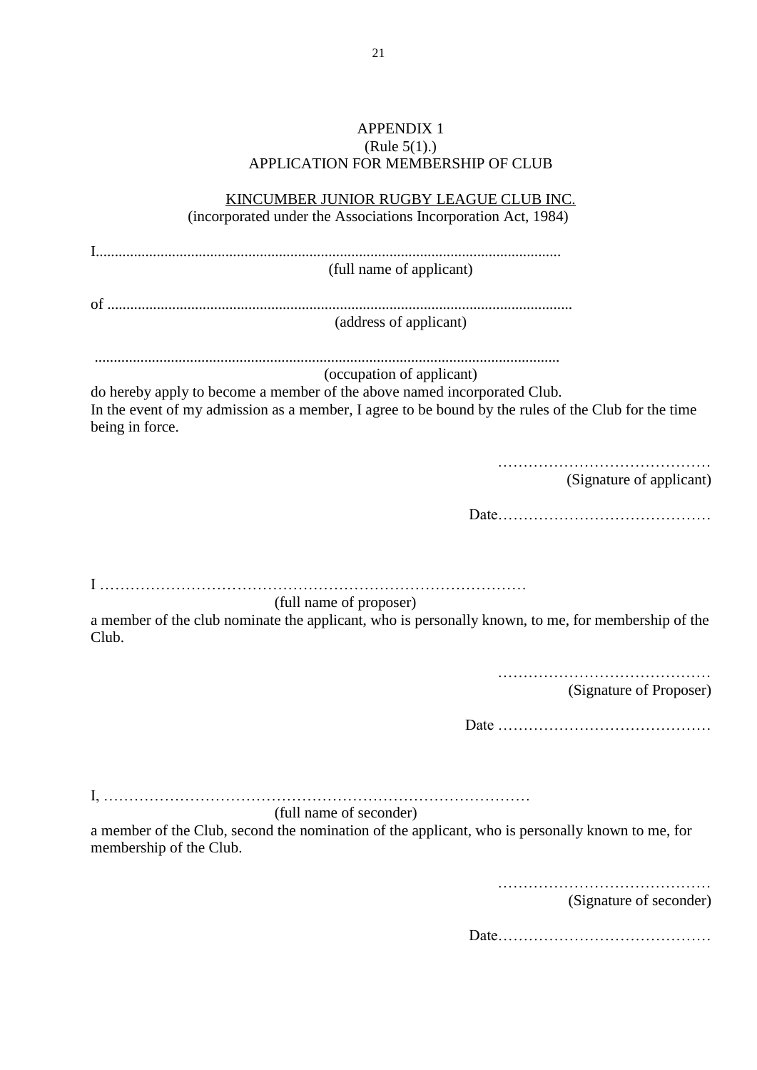APPENDIX 1
(Rule 5(1).)
APPLICATION FOR MEMBERSHIP OF CLUB

KINCUMBER JUNIOR RUGBY LEAGUE CLUB INC.
(incorporated under the Associations Incorporation Act, 1984)

I.........................................................................................................................
(full name of applicant)

of .........................................................................................................................
(address of applicant)

.........................................................................................................................
(occupation of applicant)

do hereby apply to become a member of the above named incorporated Club.
In the event of my admission as a member, I agree to be bound by the rules of the Club for the time being in force.

……………………………………
(Signature of applicant)

Date……………………………………

I ……………………………………………………………………………
(full name of proposer)

a member of the club nominate the applicant, who is personally known, to me, for membership of the Club.

……………………………………
(Signature of Proposer)

Date ……………………………………

I, ……………………………………………………………………………
(full name of seconder)

a member of the Club, second the nomination of the applicant, who is personally known to me, for membership of the Club.

……………………………………
(Signature of seconder)

Date……………………………………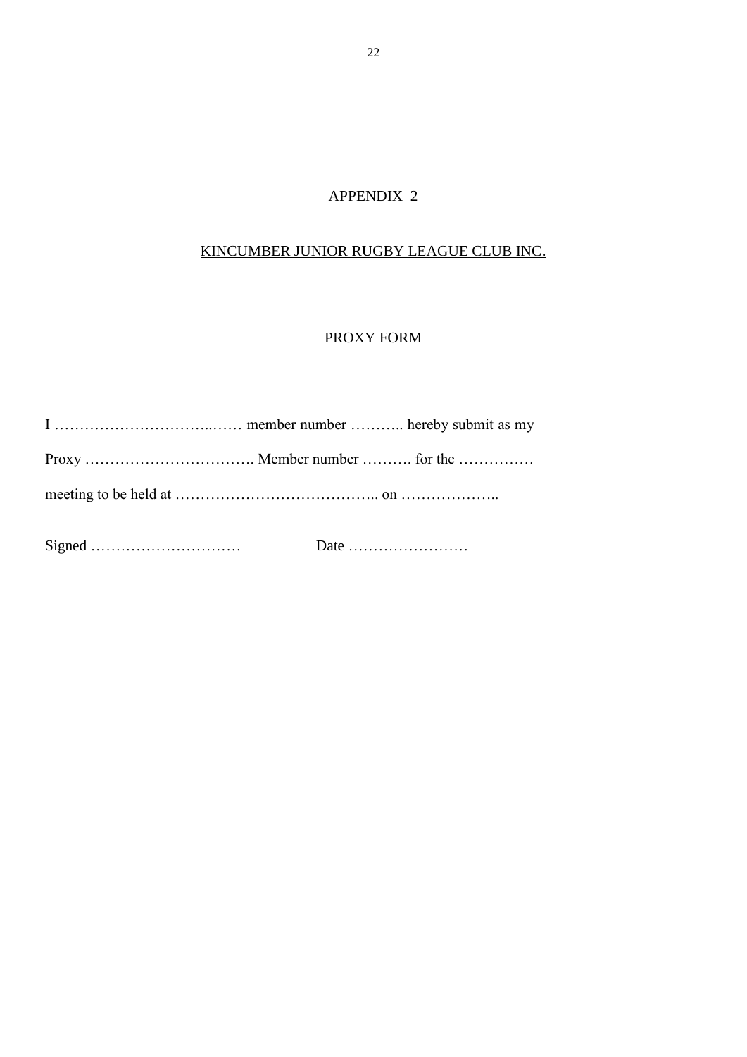# APPENDIX 2

## KINCUMBER JUNIOR RUGBY LEAGUE CLUB INC.

## PROXY FORM

I ……………………………..…… member number ……….. hereby submit as my

Proxy ……………………………. Member number ………. for the ……………

meeting to be held at ………………………………….. on ………………..

Signed …………………………     Date ……………………